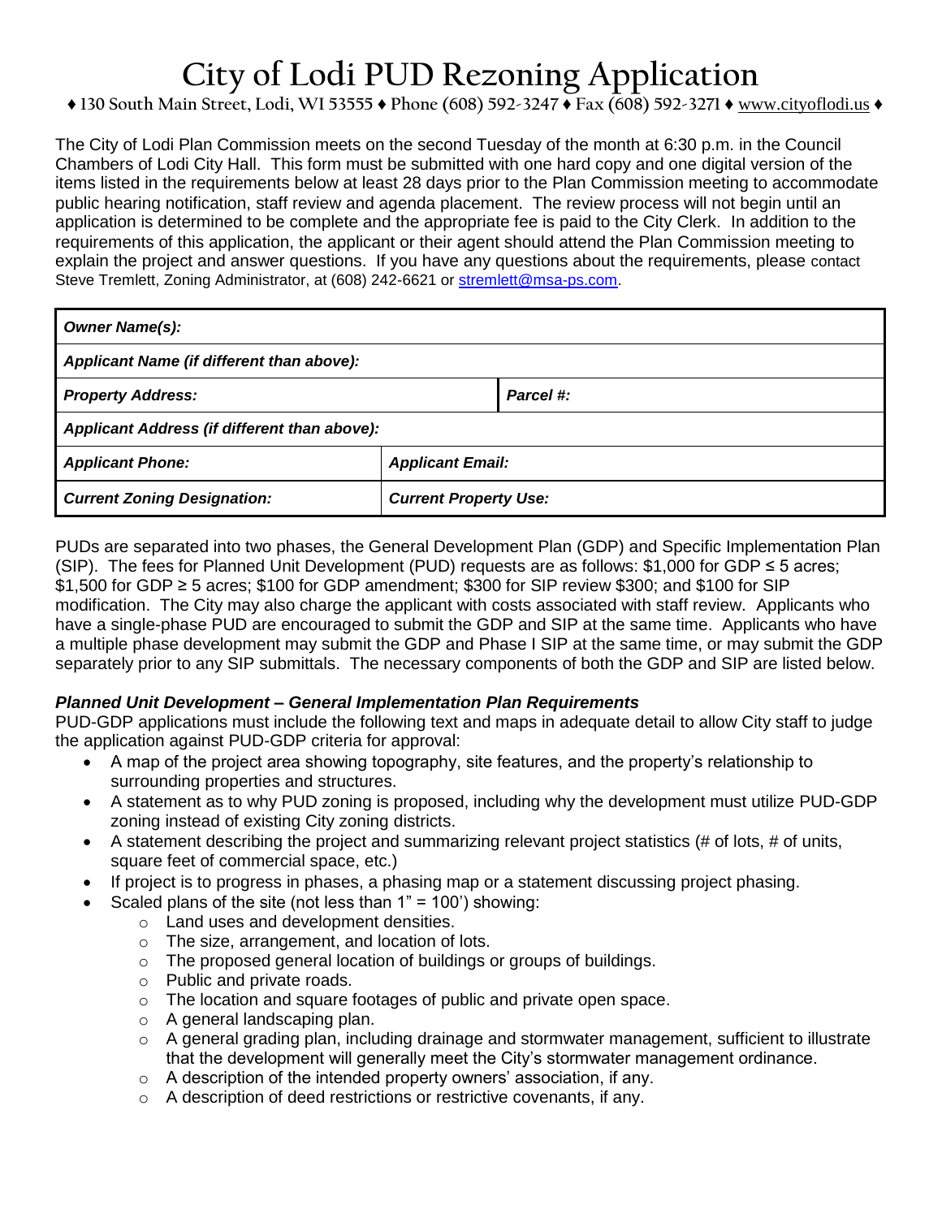# City of Lodi PUD Rezoning Application

♦ 130 South Main Street, Lodi, WI 53555 ♦ Phone (608) 592-3247 ♦ Fax (608) 592-3271 ♦ www.cityoflodi.us ♦

The City of Lodi Plan Commission meets on the second Tuesday of the month at 6:30 p.m. in the Council Chambers of Lodi City Hall. This form must be submitted with one hard copy and one digital version of the items listed in the requirements below at least 28 days prior to the Plan Commission meeting to accommodate public hearing notification, staff review and agenda placement. The review process will not begin until an application is determined to be complete and the appropriate fee is paid to the City Clerk. In addition to the requirements of this application, the applicant or their agent should attend the Plan Commission meeting to explain the project and answer questions. If you have any questions about the requirements, please contact Steve Tremlett, Zoning Administrator, at (608) 242-6621 or stremlett@msa-ps.com.

| | |
|---|---|
| ***Owner Name(s):*** | |
| ***Applicant Name (if different than above):*** | |
| ***Property Address:*** | ***Parcel #:*** |
| ***Applicant Address (if different than above):*** | |
| ***Applicant Phone:*** | ***Applicant Email:*** |
| ***Current Zoning Designation:*** | ***Current Property Use:*** |

PUDs are separated into two phases, the General Development Plan (GDP) and Specific Implementation Plan (SIP). The fees for Planned Unit Development (PUD) requests are as follows: $1,000 for GDP ≤ 5 acres; $1,500 for GDP ≥ 5 acres; $100 for GDP amendment; $300 for SIP review $300; and $100 for SIP modification. The City may also charge the applicant with costs associated with staff review. Applicants who have a single-phase PUD are encouraged to submit the GDP and SIP at the same time. Applicants who have a multiple phase development may submit the GDP and Phase I SIP at the same time, or may submit the GDP separately prior to any SIP submittals. The necessary components of both the GDP and SIP are listed below.

### *Planned Unit Development – General Implementation Plan Requirements*

PUD-GDP applications must include the following text and maps in adequate detail to allow City staff to judge the application against PUD-GDP criteria for approval:

- A map of the project area showing topography, site features, and the property's relationship to surrounding properties and structures.
- A statement as to why PUD zoning is proposed, including why the development must utilize PUD-GDP zoning instead of existing City zoning districts.
- A statement describing the project and summarizing relevant project statistics (# of lots, # of units, square feet of commercial space, etc.)
- If project is to progress in phases, a phasing map or a statement discussing project phasing.
- Scaled plans of the site (not less than 1" = 100') showing:
  - Land uses and development densities.
  - The size, arrangement, and location of lots.
  - The proposed general location of buildings or groups of buildings.
  - Public and private roads.
  - The location and square footages of public and private open space.
  - A general landscaping plan.
  - A general grading plan, including drainage and stormwater management, sufficient to illustrate that the development will generally meet the City's stormwater management ordinance.
  - A description of the intended property owners' association, if any.
  - A description of deed restrictions or restrictive covenants, if any.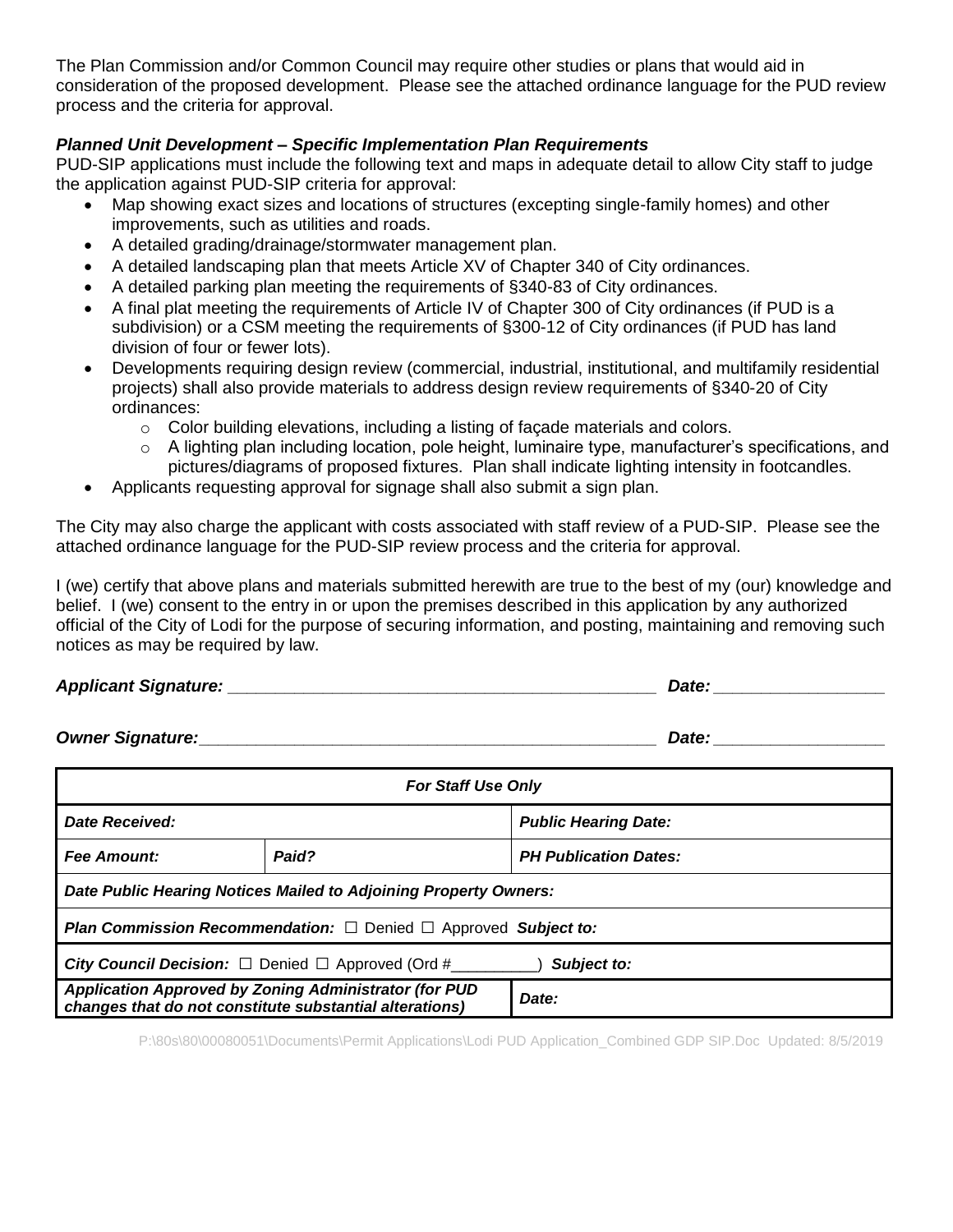The Plan Commission and/or Common Council may require other studies or plans that would aid in consideration of the proposed development. Please see the attached ordinance language for the PUD review process and the criteria for approval.

### *Planned Unit Development – Specific Implementation Plan Requirements*

PUD-SIP applications must include the following text and maps in adequate detail to allow City staff to judge the application against PUD-SIP criteria for approval:

- Map showing exact sizes and locations of structures (excepting single-family homes) and other improvements, such as utilities and roads.
- A detailed grading/drainage/stormwater management plan.
- A detailed landscaping plan that meets Article XV of Chapter 340 of City ordinances.
- A detailed parking plan meeting the requirements of §340-83 of City ordinances.
- A final plat meeting the requirements of Article IV of Chapter 300 of City ordinances (if PUD is a subdivision) or a CSM meeting the requirements of §300-12 of City ordinances (if PUD has land division of four or fewer lots).
- Developments requiring design review (commercial, industrial, institutional, and multifamily residential projects) shall also provide materials to address design review requirements of §340-20 of City ordinances:
  - Color building elevations, including a listing of façade materials and colors.
  - A lighting plan including location, pole height, luminaire type, manufacturer's specifications, and pictures/diagrams of proposed fixtures. Plan shall indicate lighting intensity in footcandles.
- Applicants requesting approval for signage shall also submit a sign plan.

The City may also charge the applicant with costs associated with staff review of a PUD-SIP. Please see the attached ordinance language for the PUD-SIP review process and the criteria for approval.

I (we) certify that above plans and materials submitted herewith are true to the best of my (our) knowledge and belief. I (we) consent to the entry in or upon the premises described in this application by any authorized official of the City of Lodi for the purpose of securing information, and posting, maintaining and removing such notices as may be required by law.

***Applicant Signature:*** _____________________________________________ ***Date:*** _________________

***Owner Signature:*** _____________________________________________ ***Date:*** _________________

| ***For Staff Use Only*** | | |
|---|---|---|
| ***Date Received:*** | | ***Public Hearing Date:*** |
| ***Fee Amount:*** | ***Paid?*** | ***PH Publication Dates:*** |
| ***Date Public Hearing Notices Mailed to Adjoining Property Owners:*** | | |
| ***Plan Commission Recommendation:*** ☐ Denied ☐ Approved ***Subject to:*** | | |
| ***City Council Decision:*** ☐ Denied ☐ Approved (Ord #_________) ***Subject to:*** | | |
| ***Application Approved by Zoning Administrator (for PUD changes that do not constitute substantial alterations)*** | | ***Date:*** |

P:\80s\80\00080051\Documents\Permit Applications\Lodi PUD Application_Combined GDP SIP.Doc Updated: 8/5/2019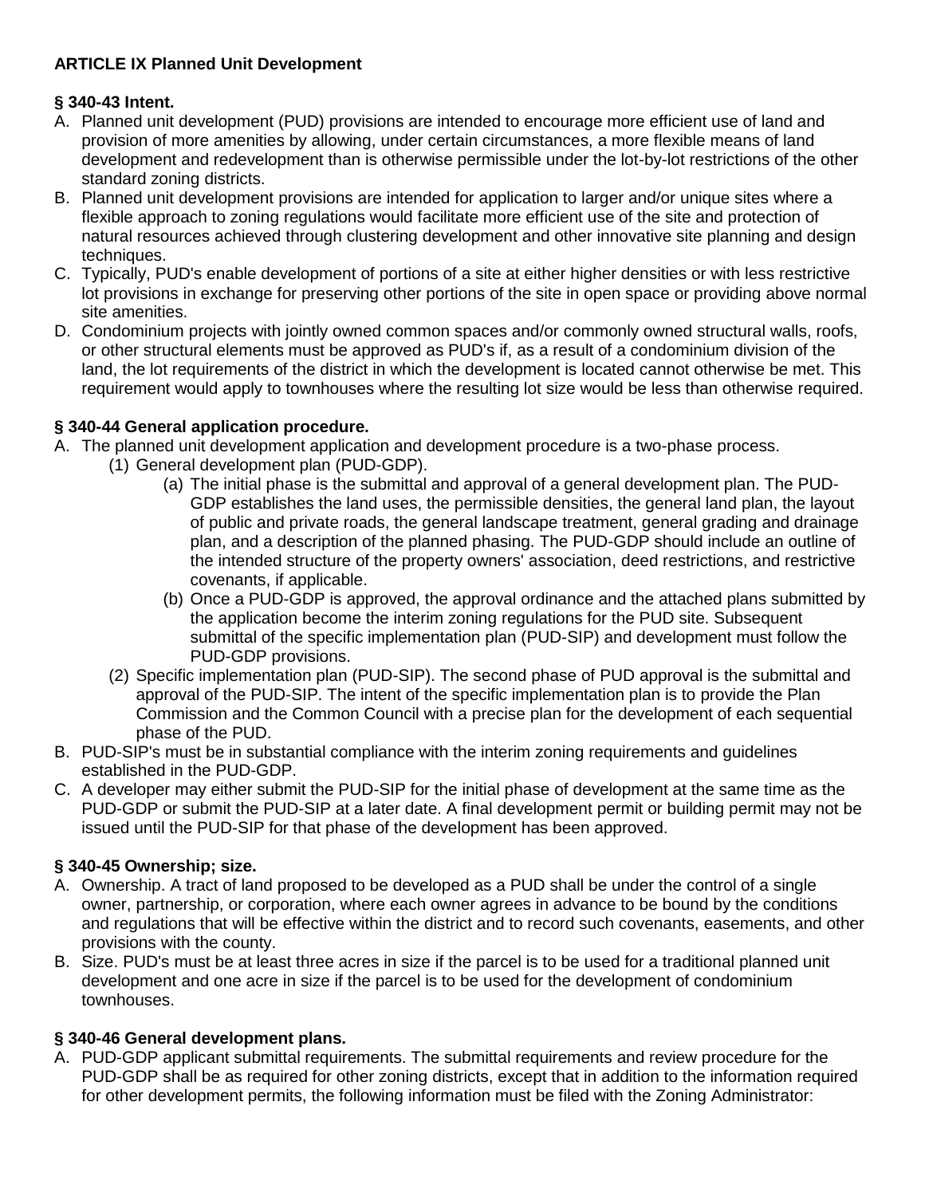**ARTICLE IX Planned Unit Development**

**§ 340-43 Intent.**

A. Planned unit development (PUD) provisions are intended to encourage more efficient use of land and provision of more amenities by allowing, under certain circumstances, a more flexible means of land development and redevelopment than is otherwise permissible under the lot-by-lot restrictions of the other standard zoning districts.

B. Planned unit development provisions are intended for application to larger and/or unique sites where a flexible approach to zoning regulations would facilitate more efficient use of the site and protection of natural resources achieved through clustering development and other innovative site planning and design techniques.

C. Typically, PUD's enable development of portions of a site at either higher densities or with less restrictive lot provisions in exchange for preserving other portions of the site in open space or providing above normal site amenities.

D. Condominium projects with jointly owned common spaces and/or commonly owned structural walls, roofs, or other structural elements must be approved as PUD's if, as a result of a condominium division of the land, the lot requirements of the district in which the development is located cannot otherwise be met. This requirement would apply to townhouses where the resulting lot size would be less than otherwise required.

**§ 340-44 General application procedure.**

A. The planned unit development application and development procedure is a two-phase process.

   (1) General development plan (PUD-GDP).

      (a) The initial phase is the submittal and approval of a general development plan. The PUD-GDP establishes the land uses, the permissible densities, the general land plan, the layout of public and private roads, the general landscape treatment, general grading and drainage plan, and a description of the planned phasing. The PUD-GDP should include an outline of the intended structure of the property owners' association, deed restrictions, and restrictive covenants, if applicable.

      (b) Once a PUD-GDP is approved, the approval ordinance and the attached plans submitted by the application become the interim zoning regulations for the PUD site. Subsequent submittal of the specific implementation plan (PUD-SIP) and development must follow the PUD-GDP provisions.

   (2) Specific implementation plan (PUD-SIP). The second phase of PUD approval is the submittal and approval of the PUD-SIP. The intent of the specific implementation plan is to provide the Plan Commission and the Common Council with a precise plan for the development of each sequential phase of the PUD.

B. PUD-SIP's must be in substantial compliance with the interim zoning requirements and guidelines established in the PUD-GDP.

C. A developer may either submit the PUD-SIP for the initial phase of development at the same time as the PUD-GDP or submit the PUD-SIP at a later date. A final development permit or building permit may not be issued until the PUD-SIP for that phase of the development has been approved.

**§ 340-45 Ownership; size.**

A. Ownership. A tract of land proposed to be developed as a PUD shall be under the control of a single owner, partnership, or corporation, where each owner agrees in advance to be bound by the conditions and regulations that will be effective within the district and to record such covenants, easements, and other provisions with the county.

B. Size. PUD's must be at least three acres in size if the parcel is to be used for a traditional planned unit development and one acre in size if the parcel is to be used for the development of condominium townhouses.

**§ 340-46 General development plans.**

A. PUD-GDP applicant submittal requirements. The submittal requirements and review procedure for the PUD-GDP shall be as required for other zoning districts, except that in addition to the information required for other development permits, the following information must be filed with the Zoning Administrator: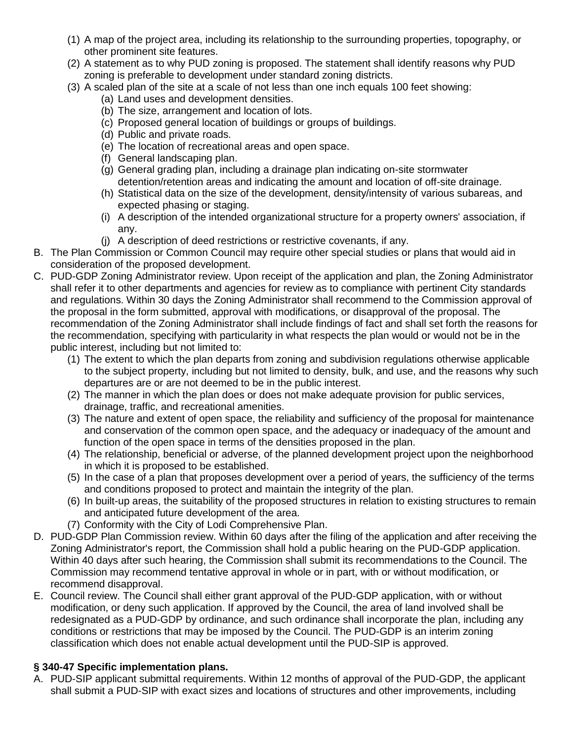(1) A map of the project area, including its relationship to the surrounding properties, topography, or other prominent site features.
(2) A statement as to why PUD zoning is proposed. The statement shall identify reasons why PUD zoning is preferable to development under standard zoning districts.
(3) A scaled plan of the site at a scale of not less than one inch equals 100 feet showing:
    (a) Land uses and development densities.
    (b) The size, arrangement and location of lots.
    (c) Proposed general location of buildings or groups of buildings.
    (d) Public and private roads.
    (e) The location of recreational areas and open space.
    (f) General landscaping plan.
    (g) General grading plan, including a drainage plan indicating on-site stormwater detention/retention areas and indicating the amount and location of off-site drainage.
    (h) Statistical data on the size of the development, density/intensity of various subareas, and expected phasing or staging.
    (i) A description of the intended organizational structure for a property owners' association, if any.
    (j) A description of deed restrictions or restrictive covenants, if any.

B. The Plan Commission or Common Council may require other special studies or plans that would aid in consideration of the proposed development.

C. PUD-GDP Zoning Administrator review. Upon receipt of the application and plan, the Zoning Administrator shall refer it to other departments and agencies for review as to compliance with pertinent City standards and regulations. Within 30 days the Zoning Administrator shall recommend to the Commission approval of the proposal in the form submitted, approval with modifications, or disapproval of the proposal. The recommendation of the Zoning Administrator shall include findings of fact and shall set forth the reasons for the recommendation, specifying with particularity in what respects the plan would or would not be in the public interest, including but not limited to:
    (1) The extent to which the plan departs from zoning and subdivision regulations otherwise applicable to the subject property, including but not limited to density, bulk, and use, and the reasons why such departures are or are not deemed to be in the public interest.
    (2) The manner in which the plan does or does not make adequate provision for public services, drainage, traffic, and recreational amenities.
    (3) The nature and extent of open space, the reliability and sufficiency of the proposal for maintenance and conservation of the common open space, and the adequacy or inadequacy of the amount and function of the open space in terms of the densities proposed in the plan.
    (4) The relationship, beneficial or adverse, of the planned development project upon the neighborhood in which it is proposed to be established.
    (5) In the case of a plan that proposes development over a period of years, the sufficiency of the terms and conditions proposed to protect and maintain the integrity of the plan.
    (6) In built-up areas, the suitability of the proposed structures in relation to existing structures to remain and anticipated future development of the area.
    (7) Conformity with the City of Lodi Comprehensive Plan.

D. PUD-GDP Plan Commission review. Within 60 days after the filing of the application and after receiving the Zoning Administrator's report, the Commission shall hold a public hearing on the PUD-GDP application. Within 40 days after such hearing, the Commission shall submit its recommendations to the Council. The Commission may recommend tentative approval in whole or in part, with or without modification, or recommend disapproval.

E. Council review. The Council shall either grant approval of the PUD-GDP application, with or without modification, or deny such application. If approved by the Council, the area of land involved shall be redesignated as a PUD-GDP by ordinance, and such ordinance shall incorporate the plan, including any conditions or restrictions that may be imposed by the Council. The PUD-GDP is an interim zoning classification which does not enable actual development until the PUD-SIP is approved.

### § 340-47 Specific implementation plans.

A. PUD-SIP applicant submittal requirements. Within 12 months of approval of the PUD-GDP, the applicant shall submit a PUD-SIP with exact sizes and locations of structures and other improvements, including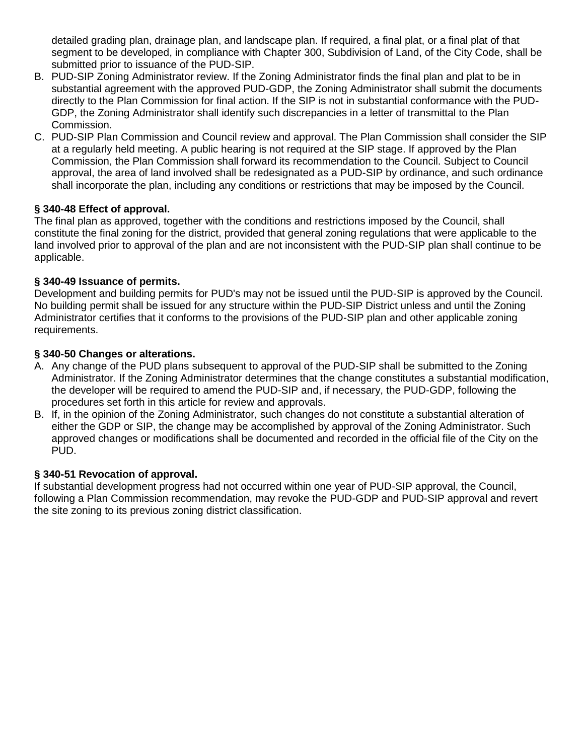detailed grading plan, drainage plan, and landscape plan. If required, a final plat, or a final plat of that segment to be developed, in compliance with Chapter 300, Subdivision of Land, of the City Code, shall be submitted prior to issuance of the PUD-SIP.

B. PUD-SIP Zoning Administrator review. If the Zoning Administrator finds the final plan and plat to be in substantial agreement with the approved PUD-GDP, the Zoning Administrator shall submit the documents directly to the Plan Commission for final action. If the SIP is not in substantial conformance with the PUD-GDP, the Zoning Administrator shall identify such discrepancies in a letter of transmittal to the Plan Commission.
C. PUD-SIP Plan Commission and Council review and approval. The Plan Commission shall consider the SIP at a regularly held meeting. A public hearing is not required at the SIP stage. If approved by the Plan Commission, the Plan Commission shall forward its recommendation to the Council. Subject to Council approval, the area of land involved shall be redesignated as a PUD-SIP by ordinance, and such ordinance shall incorporate the plan, including any conditions or restrictions that may be imposed by the Council.

**§ 340-48 Effect of approval.**

The final plan as approved, together with the conditions and restrictions imposed by the Council, shall constitute the final zoning for the district, provided that general zoning regulations that were applicable to the land involved prior to approval of the plan and are not inconsistent with the PUD-SIP plan shall continue to be applicable.

**§ 340-49 Issuance of permits.**

Development and building permits for PUD's may not be issued until the PUD-SIP is approved by the Council. No building permit shall be issued for any structure within the PUD-SIP District unless and until the Zoning Administrator certifies that it conforms to the provisions of the PUD-SIP plan and other applicable zoning requirements.

**§ 340-50 Changes or alterations.**

A. Any change of the PUD plans subsequent to approval of the PUD-SIP shall be submitted to the Zoning Administrator. If the Zoning Administrator determines that the change constitutes a substantial modification, the developer will be required to amend the PUD-SIP and, if necessary, the PUD-GDP, following the procedures set forth in this article for review and approvals.
B. If, in the opinion of the Zoning Administrator, such changes do not constitute a substantial alteration of either the GDP or SIP, the change may be accomplished by approval of the Zoning Administrator. Such approved changes or modifications shall be documented and recorded in the official file of the City on the PUD.

**§ 340-51 Revocation of approval.**

If substantial development progress had not occurred within one year of PUD-SIP approval, the Council, following a Plan Commission recommendation, may revoke the PUD-GDP and PUD-SIP approval and revert the site zoning to its previous zoning district classification.